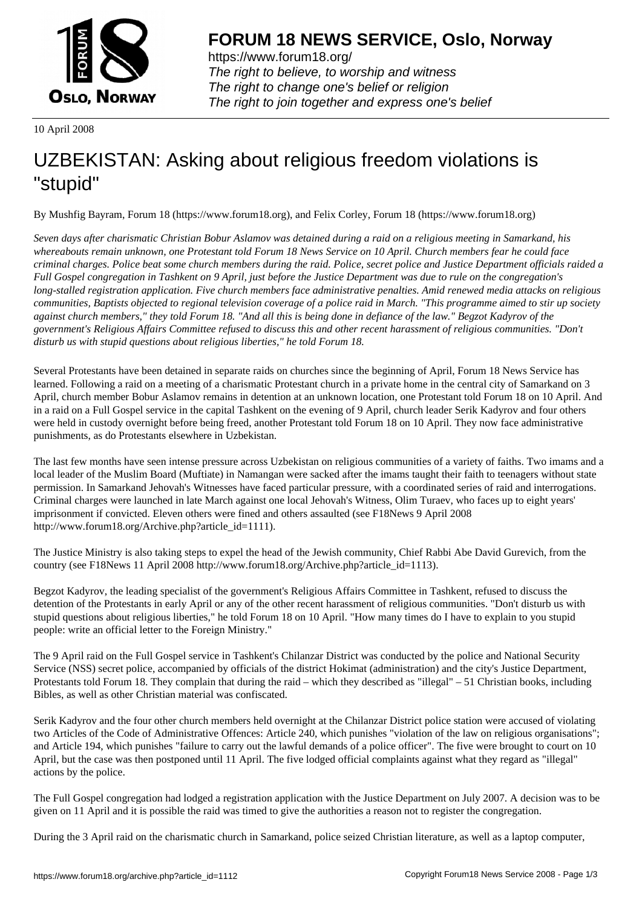# FORUM 18 NEWS SERVICE, Oslo, Norway

https://www.forum18.org/
*The right to believe, to worship and witness*
*The right to change one's belief or religion*
*The right to join together and express one's belief*

10 April 2008

# UZBEKISTAN: Asking about religious freedom violations is "stupid"

By Mushfig Bayram, Forum 18 (https://www.forum18.org), and Felix Corley, Forum 18 (https://www.forum18.org)

*Seven days after charismatic Christian Bobur Aslamov was detained during a raid on a religious meeting in Samarkand, his whereabouts remain unknown, one Protestant told Forum 18 News Service on 10 April. Church members fear he could face criminal charges. Police beat some church members during the raid. Police, secret police and Justice Department officials raided a Full Gospel congregation in Tashkent on 9 April, just before the Justice Department was due to rule on the congregation's long-stalled registration application. Five church members face administrative penalties. Amid renewed media attacks on religious communities, Baptists objected to regional television coverage of a police raid in March. "This programme aimed to stir up society against church members," they told Forum 18. "And all this is being done in defiance of the law." Begzot Kadyrov of the government's Religious Affairs Committee refused to discuss this and other recent harassment of religious communities. "Don't disturb us with stupid questions about religious liberties," he told Forum 18.*

Several Protestants have been detained in separate raids on churches since the beginning of April, Forum 18 News Service has learned. Following a raid on a meeting of a charismatic Protestant church in a private home in the central city of Samarkand on 3 April, church member Bobur Aslamov remains in detention at an unknown location, one Protestant told Forum 18 on 10 April. And in a raid on a Full Gospel service in the capital Tashkent on the evening of 9 April, church leader Serik Kadyrov and four others were held in custody overnight before being freed, another Protestant told Forum 18 on 10 April. They now face administrative punishments, as do Protestants elsewhere in Uzbekistan.

The last few months have seen intense pressure across Uzbekistan on religious communities of a variety of faiths. Two imams and a local leader of the Muslim Board (Muftiate) in Namangan were sacked after the imams taught their faith to teenagers without state permission. In Samarkand Jehovah's Witnesses have faced particular pressure, with a coordinated series of raid and interrogations. Criminal charges were launched in late March against one local Jehovah's Witness, Olim Turaev, who faces up to eight years' imprisonment if convicted. Eleven others were fined and others assaulted (see F18News 9 April 2008 http://www.forum18.org/Archive.php?article_id=1111).

The Justice Ministry is also taking steps to expel the head of the Jewish community, Chief Rabbi Abe David Gurevich, from the country (see F18News 11 April 2008 http://www.forum18.org/Archive.php?article_id=1113).

Begzot Kadyrov, the leading specialist of the government's Religious Affairs Committee in Tashkent, refused to discuss the detention of the Protestants in early April or any of the other recent harassment of religious communities. "Don't disturb us with stupid questions about religious liberties," he told Forum 18 on 10 April. "How many times do I have to explain to you stupid people: write an official letter to the Foreign Ministry."

The 9 April raid on the Full Gospel service in Tashkent's Chilanzar District was conducted by the police and National Security Service (NSS) secret police, accompanied by officials of the district Hokimat (administration) and the city's Justice Department, Protestants told Forum 18. They complain that during the raid – which they described as "illegal" – 51 Christian books, including Bibles, as well as other Christian material was confiscated.

Serik Kadyrov and the four other church members held overnight at the Chilanzar District police station were accused of violating two Articles of the Code of Administrative Offences: Article 240, which punishes "violation of the law on religious organisations"; and Article 194, which punishes "failure to carry out the lawful demands of a police officer". The five were brought to court on 10 April, but the case was then postponed until 11 April. The five lodged official complaints against what they regard as "illegal" actions by the police.

The Full Gospel congregation had lodged a registration application with the Justice Department on July 2007. A decision was to be given on 11 April and it is possible the raid was timed to give the authorities a reason not to register the congregation.

During the 3 April raid on the charismatic church in Samarkand, police seized Christian literature, as well as a laptop computer,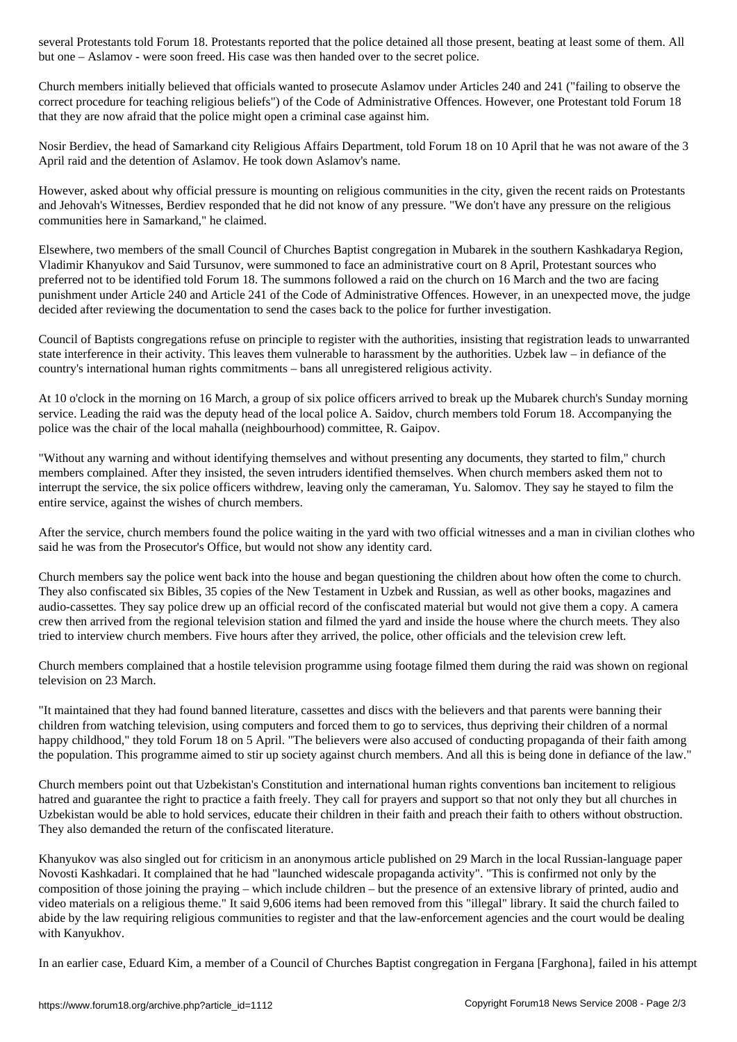several Protestants told Forum 18. Protestants reported that the police detained all those present, beating at least some of them. All but one – Aslamov - were soon freed. His case was then handed over to the secret police.

Church members initially believed that officials wanted to prosecute Aslamov under Articles 240 and 241 ("failing to observe the correct procedure for teaching religious beliefs") of the Code of Administrative Offences. However, one Protestant told Forum 18 that they are now afraid that the police might open a criminal case against him.

Nosir Berdiev, the head of Samarkand city Religious Affairs Department, told Forum 18 on 10 April that he was not aware of the 3 April raid and the detention of Aslamov. He took down Aslamov's name.

However, asked about why official pressure is mounting on religious communities in the city, given the recent raids on Protestants and Jehovah's Witnesses, Berdiev responded that he did not know of any pressure. "We don't have any pressure on the religious communities here in Samarkand," he claimed.

Elsewhere, two members of the small Council of Churches Baptist congregation in Mubarek in the southern Kashkadarya Region, Vladimir Khanyukov and Said Tursunov, were summoned to face an administrative court on 8 April, Protestant sources who preferred not to be identified told Forum 18. The summons followed a raid on the church on 16 March and the two are facing punishment under Article 240 and Article 241 of the Code of Administrative Offences. However, in an unexpected move, the judge decided after reviewing the documentation to send the cases back to the police for further investigation.

Council of Baptists congregations refuse on principle to register with the authorities, insisting that registration leads to unwarranted state interference in their activity. This leaves them vulnerable to harassment by the authorities. Uzbek law – in defiance of the country's international human rights commitments – bans all unregistered religious activity.

At 10 o'clock in the morning on 16 March, a group of six police officers arrived to break up the Mubarek church's Sunday morning service. Leading the raid was the deputy head of the local police A. Saidov, church members told Forum 18. Accompanying the police was the chair of the local mahalla (neighbourhood) committee, R. Gaipov.

"Without any warning and without identifying themselves and without presenting any documents, they started to film," church members complained. After they insisted, the seven intruders identified themselves. When church members asked them not to interrupt the service, the six police officers withdrew, leaving only the cameraman, Yu. Salomov. They say he stayed to film the entire service, against the wishes of church members.

After the service, church members found the police waiting in the yard with two official witnesses and a man in civilian clothes who said he was from the Prosecutor's Office, but would not show any identity card.

Church members say the police went back into the house and began questioning the children about how often the come to church. They also confiscated six Bibles, 35 copies of the New Testament in Uzbek and Russian, as well as other books, magazines and audio-cassettes. They say police drew up an official record of the confiscated material but would not give them a copy. A camera crew then arrived from the regional television station and filmed the yard and inside the house where the church meets. They also tried to interview church members. Five hours after they arrived, the police, other officials and the television crew left.

Church members complained that a hostile television programme using footage filmed them during the raid was shown on regional television on 23 March.

"It maintained that they had found banned literature, cassettes and discs with the believers and that parents were banning their children from watching television, using computers and forced them to go to services, thus depriving their children of a normal happy childhood," they told Forum 18 on 5 April. "The believers were also accused of conducting propaganda of their faith among the population. This programme aimed to stir up society against church members. And all this is being done in defiance of the law."

Church members point out that Uzbekistan's Constitution and international human rights conventions ban incitement to religious hatred and guarantee the right to practice a faith freely. They call for prayers and support so that not only they but all churches in Uzbekistan would be able to hold services, educate their children in their faith and preach their faith to others without obstruction. They also demanded the return of the confiscated literature.

Khanyukov was also singled out for criticism in an anonymous article published on 29 March in the local Russian-language paper Novosti Kashkadari. It complained that he had "launched widescale propaganda activity". "This is confirmed not only by the composition of those joining the praying – which include children – but the presence of an extensive library of printed, audio and video materials on a religious theme." It said 9,606 items had been removed from this "illegal" library. It said the church failed to abide by the law requiring religious communities to register and that the law-enforcement agencies and the court would be dealing with Kanyukhov.

In an earlier case, Eduard Kim, a member of a Council of Churches Baptist congregation in Fergana [Farghona], failed in his attempt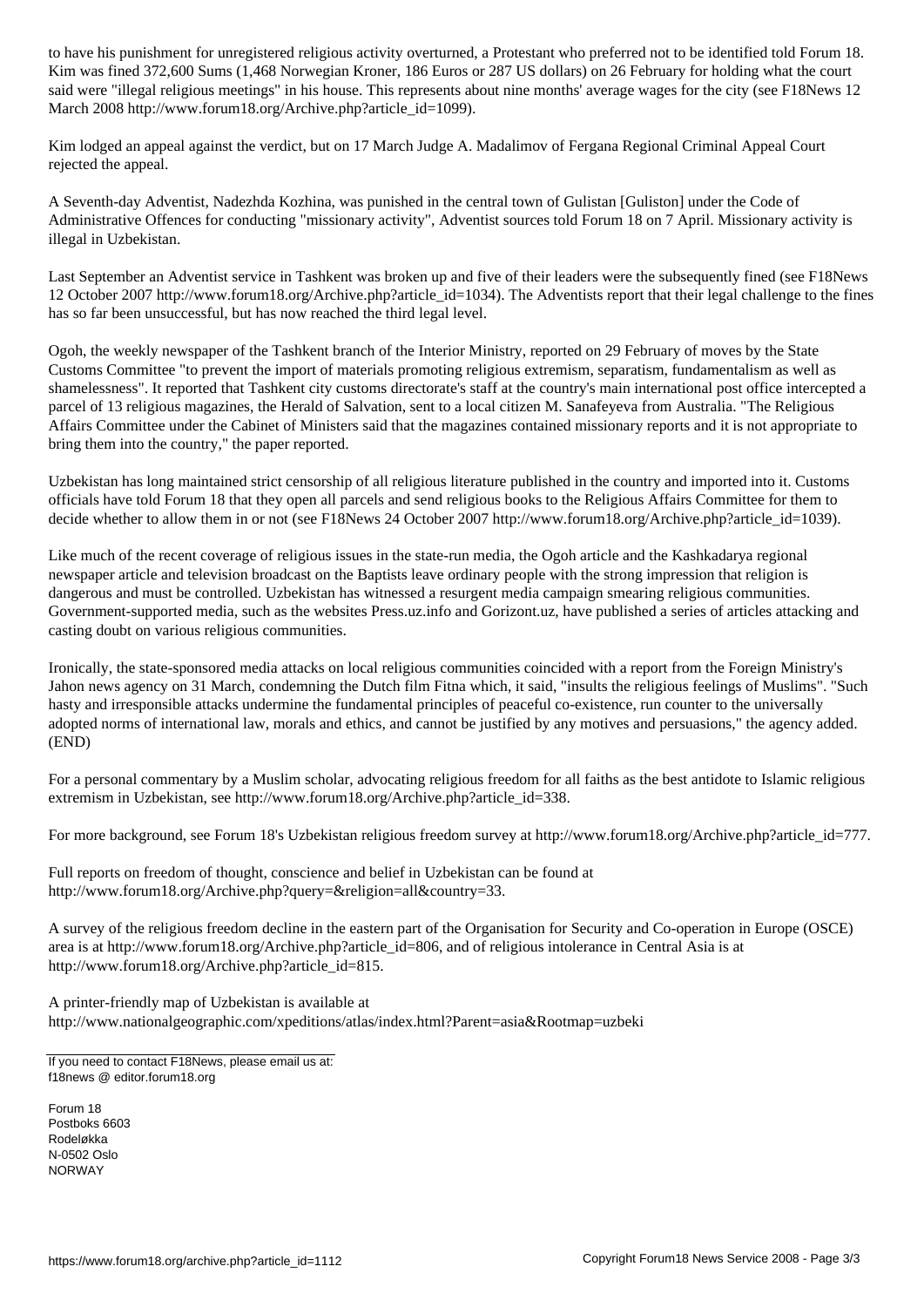to have his punishment for unregistered religious activity overturned, a Protestant who preferred not to be identified told Forum 18. Kim was fined 372,600 Sums (1,468 Norwegian Kroner, 186 Euros or 287 US dollars) on 26 February for holding what the court said were "illegal religious meetings" in his house. This represents about nine months' average wages for the city (see F18News 12 March 2008 http://www.forum18.org/Archive.php?article_id=1099).

Kim lodged an appeal against the verdict, but on 17 March Judge A. Madalimov of Fergana Regional Criminal Appeal Court rejected the appeal.

A Seventh-day Adventist, Nadezhda Kozhina, was punished in the central town of Gulistan [Guliston] under the Code of Administrative Offences for conducting "missionary activity", Adventist sources told Forum 18 on 7 April. Missionary activity is illegal in Uzbekistan.

Last September an Adventist service in Tashkent was broken up and five of their leaders were the subsequently fined (see F18News 12 October 2007 http://www.forum18.org/Archive.php?article_id=1034). The Adventists report that their legal challenge to the fines has so far been unsuccessful, but has now reached the third legal level.

Ogoh, the weekly newspaper of the Tashkent branch of the Interior Ministry, reported on 29 February of moves by the State Customs Committee "to prevent the import of materials promoting religious extremism, separatism, fundamentalism as well as shamelessness". It reported that Tashkent city customs directorate's staff at the country's main international post office intercepted a parcel of 13 religious magazines, the Herald of Salvation, sent to a local citizen M. Sanafeyeva from Australia. "The Religious Affairs Committee under the Cabinet of Ministers said that the magazines contained missionary reports and it is not appropriate to bring them into the country," the paper reported.

Uzbekistan has long maintained strict censorship of all religious literature published in the country and imported into it. Customs officials have told Forum 18 that they open all parcels and send religious books to the Religious Affairs Committee for them to decide whether to allow them in or not (see F18News 24 October 2007 http://www.forum18.org/Archive.php?article_id=1039).

Like much of the recent coverage of religious issues in the state-run media, the Ogoh article and the Kashkadarya regional newspaper article and television broadcast on the Baptists leave ordinary people with the strong impression that religion is dangerous and must be controlled. Uzbekistan has witnessed a resurgent media campaign smearing religious communities. Government-supported media, such as the websites Press.uz.info and Gorizont.uz, have published a series of articles attacking and casting doubt on various religious communities.

Ironically, the state-sponsored media attacks on local religious communities coincided with a report from the Foreign Ministry's Jahon news agency on 31 March, condemning the Dutch film Fitna which, it said, "insults the religious feelings of Muslims". "Such hasty and irresponsible attacks undermine the fundamental principles of peaceful co-existence, run counter to the universally adopted norms of international law, morals and ethics, and cannot be justified by any motives and persuasions," the agency added. (END)

For a personal commentary by a Muslim scholar, advocating religious freedom for all faiths as the best antidote to Islamic religious extremism in Uzbekistan, see http://www.forum18.org/Archive.php?article_id=338.

For more background, see Forum 18's Uzbekistan religious freedom survey at http://www.forum18.org/Archive.php?article_id=777.

Full reports on freedom of thought, conscience and belief in Uzbekistan can be found at http://www.forum18.org/Archive.php?query=&religion=all&country=33.

A survey of the religious freedom decline in the eastern part of the Organisation for Security and Co-operation in Europe (OSCE) area is at http://www.forum18.org/Archive.php?article_id=806, and of religious intolerance in Central Asia is at http://www.forum18.org/Archive.php?article_id=815.

A printer-friendly map of Uzbekistan is available at http://www.nationalgeographic.com/xpeditions/atlas/index.html?Parent=asia&Rootmap=uzbeki

---

If you need to contact F18News, please email us at:
f18news @ editor.forum18.org

Forum 18
Postboks 6603
Rodeløkka
N-0502 Oslo
NORWAY